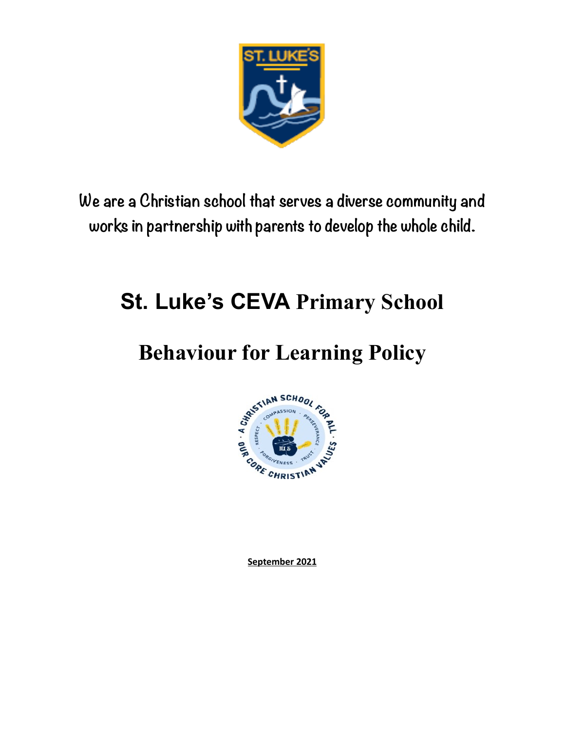We are a Christian school that serves a diverse community and works in partnership with parents to develop the whole child.

# St. Luke's CEVA Primary School

# Behaviour for Learning Policy

**September 2021**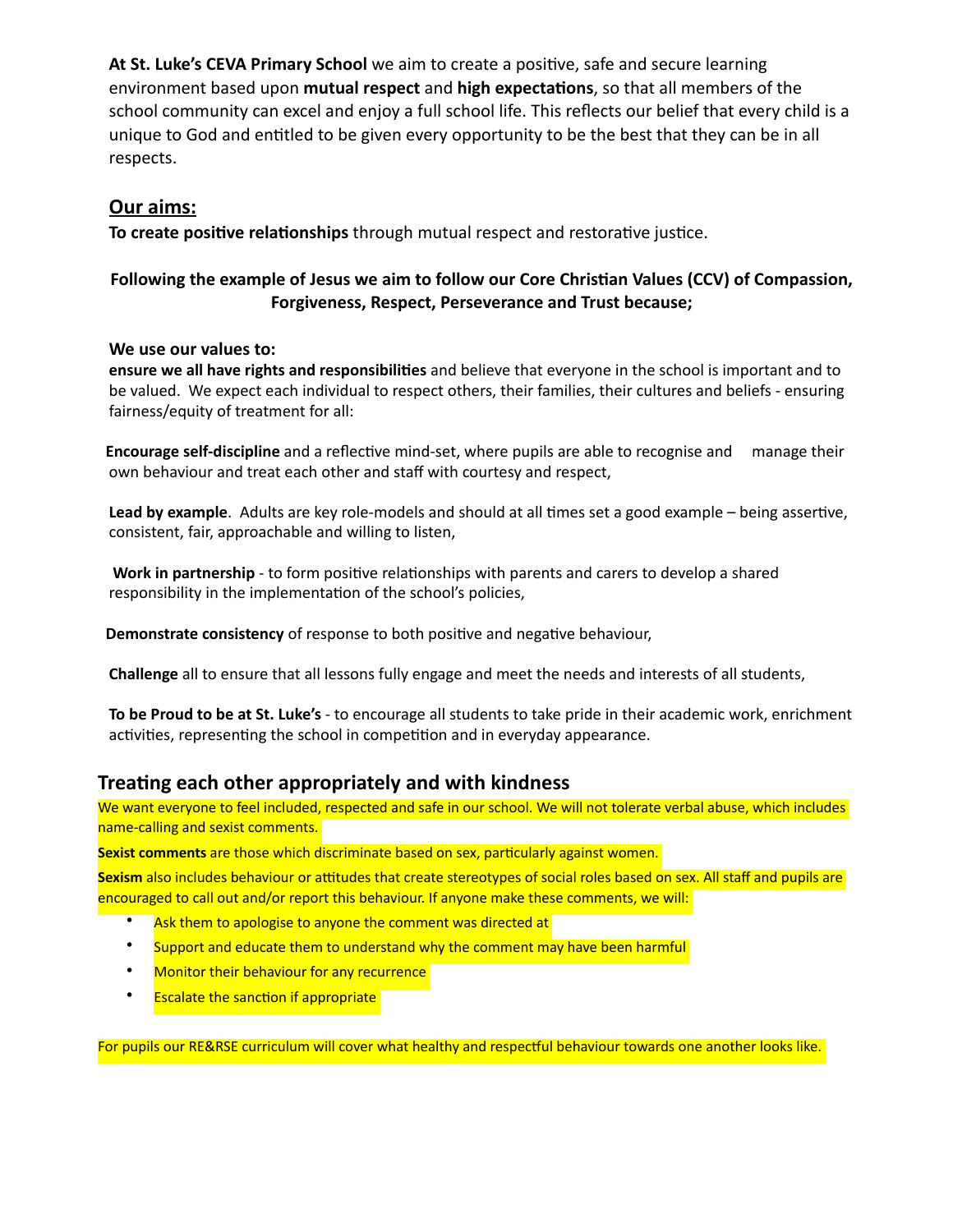**At St. Luke's CEVA Primary School** we aim to create a positive, safe and secure learning environment based upon **mutual respect** and **high expectations**, so that all members of the school community can excel and enjoy a full school life. This reflects our belief that every child is a unique to God and entitled to be given every opportunity to be the best that they can be in all respects.

## Our aims:

**To create positive relationships** through mutual respect and restorative justice.

**Following the example of Jesus we aim to follow our Core Christian Values (CCV) of Compassion, Forgiveness, Respect, Perseverance and Trust because;**

**We use our values to:**

**ensure we all have rights and responsibilities** and believe that everyone in the school is important and to be valued. We expect each individual to respect others, their families, their cultures and beliefs - ensuring fairness/equity of treatment for all:

**Encourage self-discipline** and a reflective mind-set, where pupils are able to recognise and manage their own behaviour and treat each other and staff with courtesy and respect,

**Lead by example**. Adults are key role-models and should at all times set a good example – being assertive, consistent, fair, approachable and willing to listen,

**Work in partnership** - to form positive relationships with parents and carers to develop a shared responsibility in the implementation of the school's policies,

**Demonstrate consistency** of response to both positive and negative behaviour,

**Challenge** all to ensure that all lessons fully engage and meet the needs and interests of all students,

**To be Proud to be at St. Luke's** - to encourage all students to take pride in their academic work, enrichment activities, representing the school in competition and in everyday appearance.

## Treating each other appropriately and with kindness

We want everyone to feel included, respected and safe in our school. We will not tolerate verbal abuse, which includes name-calling and sexist comments.

**Sexist comments** are those which discriminate based on sex, particularly against women.

**Sexism** also includes behaviour or attitudes that create stereotypes of social roles based on sex. All staff and pupils are encouraged to call out and/or report this behaviour. If anyone make these comments, we will:

- Ask them to apologise to anyone the comment was directed at
- Support and educate them to understand why the comment may have been harmful
- Monitor their behaviour for any recurrence
- Escalate the sanction if appropriate

For pupils our RE&RSE curriculum will cover what healthy and respectful behaviour towards one another looks like.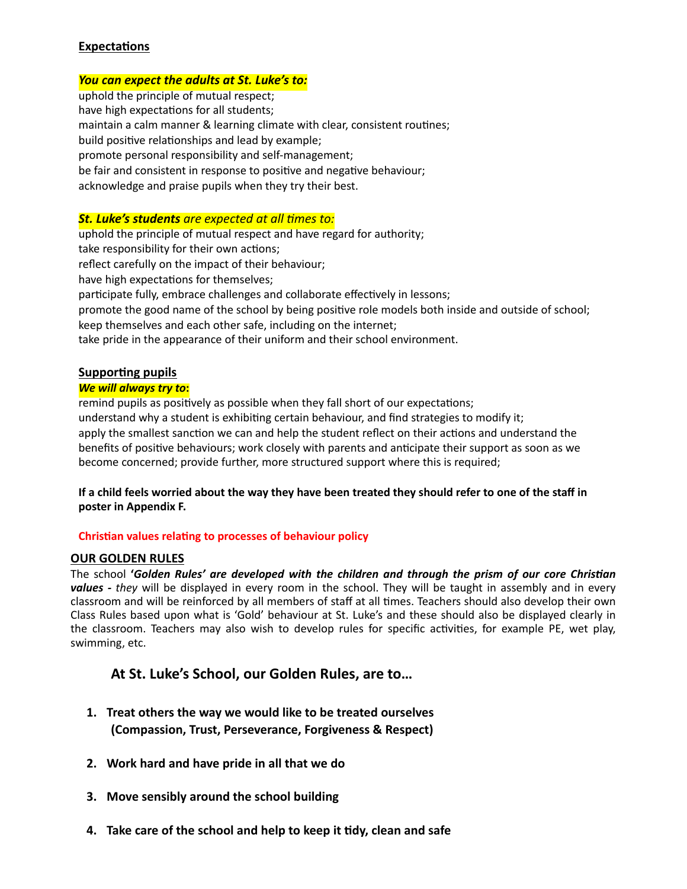## Expectations

***You can expect the adults at St. Luke's to:***

uphold the principle of mutual respect;
have high expectations for all students;
maintain a calm manner & learning climate with clear, consistent routines;
build positive relationships and lead by example;
promote personal responsibility and self-management;
be fair and consistent in response to positive and negative behaviour;
acknowledge and praise pupils when they try their best.

***St. Luke's students** are expected at all times to:*

uphold the principle of mutual respect and have regard for authority;
take responsibility for their own actions;
reflect carefully on the impact of their behaviour;
have high expectations for themselves;
participate fully, embrace challenges and collaborate effectively in lessons;
promote the good name of the school by being positive role models both inside and outside of school;
keep themselves and each other safe, including on the internet;
take pride in the appearance of their uniform and their school environment.

## Supporting pupils

***We will always try to*:**

remind pupils as positively as possible when they fall short of our expectations;
understand why a student is exhibiting certain behaviour, and find strategies to modify it;
apply the smallest sanction we can and help the student reflect on their actions and understand the benefits of positive behaviours; work closely with parents and anticipate their support as soon as we become concerned; provide further, more structured support where this is required;

**If a child feels worried about the way they have been treated they should refer to one of the staff in poster in Appendix F.**

**Christian values relating to processes of behaviour policy**

## OUR GOLDEN RULES

The school ***'Golden Rules' are developed with the children and through the prism of our core Christian values -*** *they* will be displayed in every room in the school. They will be taught in assembly and in every classroom and will be reinforced by all members of staff at all times. Teachers should also develop their own Class Rules based upon what is 'Gold' behaviour at St. Luke's and these should also be displayed clearly in the classroom. Teachers may also wish to develop rules for specific activities, for example PE, wet play, swimming, etc.

### At St. Luke's School, our Golden Rules, are to…

1. **Treat others the way we would like to be treated ourselves (Compassion, Trust, Perseverance, Forgiveness & Respect)**

2. **Work hard and have pride in all that we do**

3. **Move sensibly around the school building**

4. **Take care of the school and help to keep it tidy, clean and safe**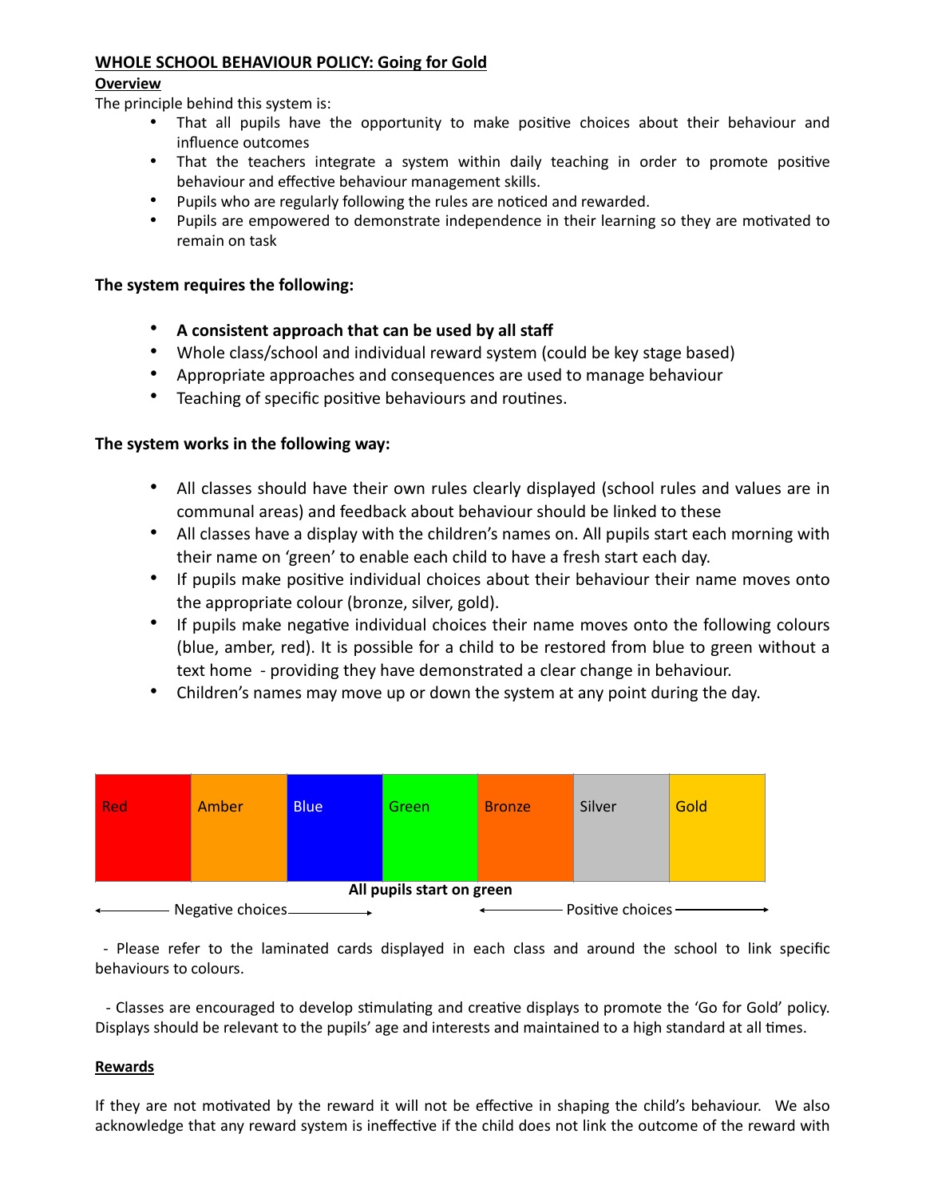## WHOLE SCHOOL BEHAVIOUR POLICY: Going for Gold

### Overview

The principle behind this system is:

- That all pupils have the opportunity to make positive choices about their behaviour and influence outcomes
- That the teachers integrate a system within daily teaching in order to promote positive behaviour and effective behaviour management skills.
- Pupils who are regularly following the rules are noticed and rewarded.
- Pupils are empowered to demonstrate independence in their learning so they are motivated to remain on task

**The system requires the following:**

- **A consistent approach that can be used by all staff**
- Whole class/school and individual reward system (could be key stage based)
- Appropriate approaches and consequences are used to manage behaviour
- Teaching of specific positive behaviours and routines.

**The system works in the following way:**

- All classes should have their own rules clearly displayed (school rules and values are in communal areas) and feedback about behaviour should be linked to these
- All classes have a display with the children's names on. All pupils start each morning with their name on 'green' to enable each child to have a fresh start each day.
- If pupils make positive individual choices about their behaviour their name moves onto the appropriate colour (bronze, silver, gold).
- If pupils make negative individual choices their name moves onto the following colours (blue, amber, red). It is possible for a child to be restored from blue to green without a text home - providing they have demonstrated a clear change in behaviour.
- Children's names may move up or down the system at any point during the day.

| Red | Amber | Blue | Green | Bronze | Silver | Gold |
|---|---|---|---|---|---|---|

**All pupils start on green**

← Negative choices → ← Positive choices →

- Please refer to the laminated cards displayed in each class and around the school to link specific behaviours to colours.

- Classes are encouraged to develop stimulating and creative displays to promote the 'Go for Gold' policy. Displays should be relevant to the pupils' age and interests and maintained to a high standard at all times.

### Rewards

If they are not motivated by the reward it will not be effective in shaping the child's behaviour. We also acknowledge that any reward system is ineffective if the child does not link the outcome of the reward with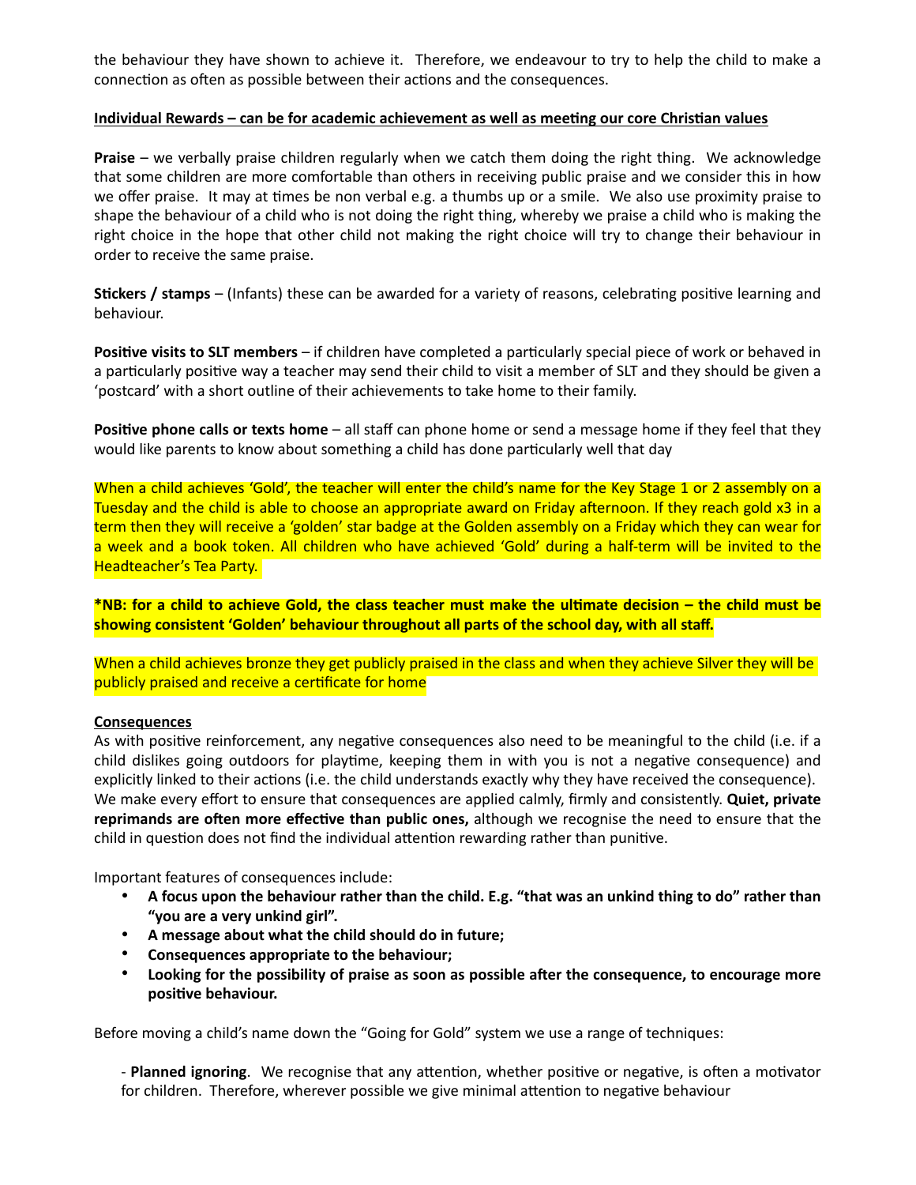the behaviour they have shown to achieve it. Therefore, we endeavour to try to help the child to make a connection as often as possible between their actions and the consequences.

**Individual Rewards – can be for academic achievement as well as meeting our core Christian values**

**Praise** – we verbally praise children regularly when we catch them doing the right thing. We acknowledge that some children are more comfortable than others in receiving public praise and we consider this in how we offer praise. It may at times be non verbal e.g. a thumbs up or a smile. We also use proximity praise to shape the behaviour of a child who is not doing the right thing, whereby we praise a child who is making the right choice in the hope that other child not making the right choice will try to change their behaviour in order to receive the same praise.

**Stickers / stamps** – (Infants) these can be awarded for a variety of reasons, celebrating positive learning and behaviour.

**Positive visits to SLT members** – if children have completed a particularly special piece of work or behaved in a particularly positive way a teacher may send their child to visit a member of SLT and they should be given a 'postcard' with a short outline of their achievements to take home to their family.

**Positive phone calls or texts home** – all staff can phone home or send a message home if they feel that they would like parents to know about something a child has done particularly well that day

When a child achieves 'Gold', the teacher will enter the child's name for the Key Stage 1 or 2 assembly on a Tuesday and the child is able to choose an appropriate award on Friday afternoon. If they reach gold x3 in a term then they will receive a 'golden' star badge at the Golden assembly on a Friday which they can wear for a week and a book token. All children who have achieved 'Gold' during a half-term will be invited to the Headteacher's Tea Party.

**\*NB: for a child to achieve Gold, the class teacher must make the ultimate decision – the child must be showing consistent 'Golden' behaviour throughout all parts of the school day, with all staff.**

When a child achieves bronze they get publicly praised in the class and when they achieve Silver they will be publicly praised and receive a certificate for home

**Consequences**

As with positive reinforcement, any negative consequences also need to be meaningful to the child (i.e. if a child dislikes going outdoors for playtime, keeping them in with you is not a negative consequence) and explicitly linked to their actions (i.e. the child understands exactly why they have received the consequence). We make every effort to ensure that consequences are applied calmly, firmly and consistently. **Quiet, private reprimands are often more effective than public ones,** although we recognise the need to ensure that the child in question does not find the individual attention rewarding rather than punitive.

Important features of consequences include:

- **A focus upon the behaviour rather than the child. E.g. "that was an unkind thing to do" rather than "you are a very unkind girl".**
- **A message about what the child should do in future;**
- **Consequences appropriate to the behaviour;**
- **Looking for the possibility of praise as soon as possible after the consequence, to encourage more positive behaviour.**

Before moving a child's name down the "Going for Gold" system we use a range of techniques:

- **Planned ignoring**. We recognise that any attention, whether positive or negative, is often a motivator for children. Therefore, wherever possible we give minimal attention to negative behaviour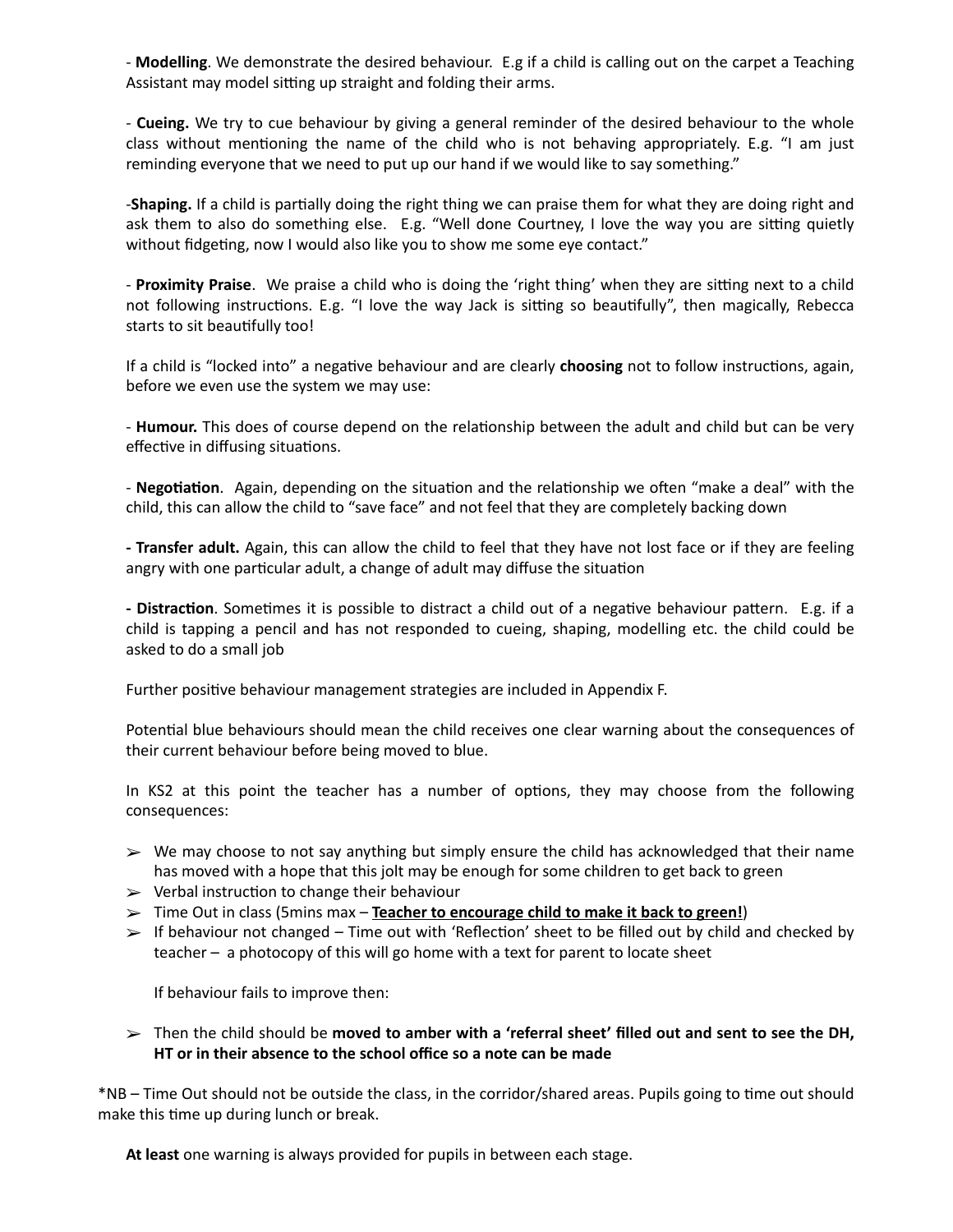- **Modelling**. We demonstrate the desired behaviour. E.g if a child is calling out on the carpet a Teaching Assistant may model sitting up straight and folding their arms.

- **Cueing.** We try to cue behaviour by giving a general reminder of the desired behaviour to the whole class without mentioning the name of the child who is not behaving appropriately. E.g. "I am just reminding everyone that we need to put up our hand if we would like to say something."

-**Shaping.** If a child is partially doing the right thing we can praise them for what they are doing right and ask them to also do something else. E.g. "Well done Courtney, I love the way you are sitting quietly without fidgeting, now I would also like you to show me some eye contact."

- **Proximity Praise**. We praise a child who is doing the 'right thing' when they are sitting next to a child not following instructions. E.g. "I love the way Jack is sitting so beautifully", then magically, Rebecca starts to sit beautifully too!

If a child is "locked into" a negative behaviour and are clearly **choosing** not to follow instructions, again, before we even use the system we may use:

- **Humour.** This does of course depend on the relationship between the adult and child but can be very effective in diffusing situations.

- **Negotiation**. Again, depending on the situation and the relationship we often "make a deal" with the child, this can allow the child to "save face" and not feel that they are completely backing down

**- Transfer adult.** Again, this can allow the child to feel that they have not lost face or if they are feeling angry with one particular adult, a change of adult may diffuse the situation

**- Distraction**. Sometimes it is possible to distract a child out of a negative behaviour pattern. E.g. if a child is tapping a pencil and has not responded to cueing, shaping, modelling etc. the child could be asked to do a small job

Further positive behaviour management strategies are included in Appendix F.

Potential blue behaviours should mean the child receives one clear warning about the consequences of their current behaviour before being moved to blue.

In KS2 at this point the teacher has a number of options, they may choose from the following consequences:

- We may choose to not say anything but simply ensure the child has acknowledged that their name has moved with a hope that this jolt may be enough for some children to get back to green
- Verbal instruction to change their behaviour
- Time Out in class (5mins max – **Teacher to encourage child to make it back to green!**)
- If behaviour not changed – Time out with 'Reflection' sheet to be filled out by child and checked by teacher – a photocopy of this will go home with a text for parent to locate sheet

  If behaviour fails to improve then:

- Then the child should be **moved to amber with a 'referral sheet' filled out and sent to see the DH, HT or in their absence to the school office so a note can be made**

*NB – Time Out should not be outside the class, in the corridor/shared areas. Pupils going to time out should make this time up during lunch or break.

**At least** one warning is always provided for pupils in between each stage.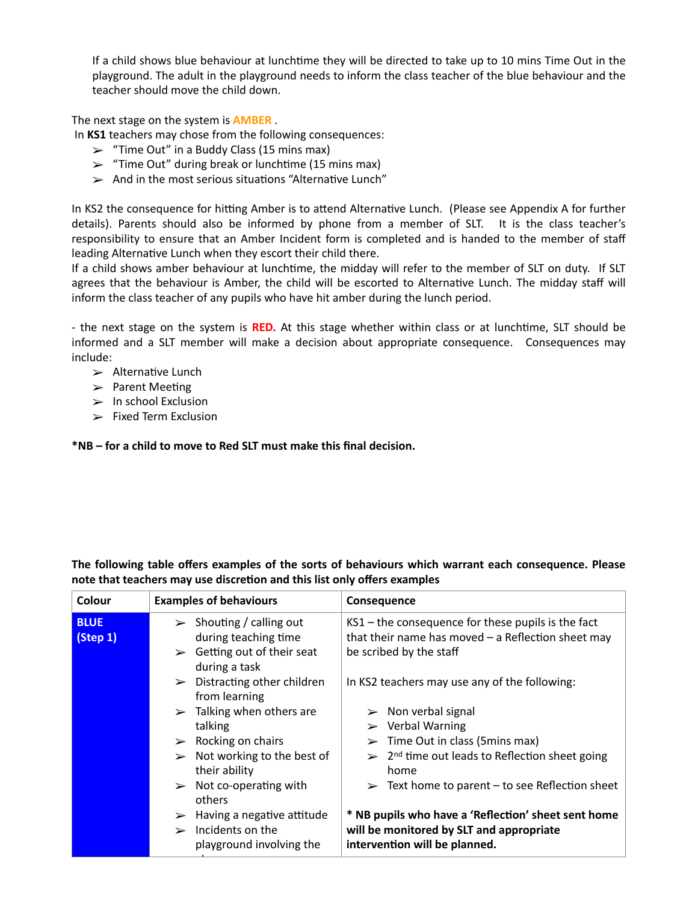If a child shows blue behaviour at lunchtime they will be directed to take up to 10 mins Time Out in the playground. The adult in the playground needs to inform the class teacher of the blue behaviour and the teacher should move the child down.

The next stage on the system is **AMBER** .

In **KS1** teachers may chose from the following consequences:

- "Time Out" in a Buddy Class (15 mins max)
- "Time Out" during break or lunchtime (15 mins max)
- And in the most serious situations "Alternative Lunch"

In KS2 the consequence for hitting Amber is to attend Alternative Lunch. (Please see Appendix A for further details). Parents should also be informed by phone from a member of SLT. It is the class teacher's responsibility to ensure that an Amber Incident form is completed and is handed to the member of staff leading Alternative Lunch when they escort their child there.

If a child shows amber behaviour at lunchtime, the midday will refer to the member of SLT on duty. If SLT agrees that the behaviour is Amber, the child will be escorted to Alternative Lunch. The midday staff will inform the class teacher of any pupils who have hit amber during the lunch period.

- the next stage on the system is **RED.** At this stage whether within class or at lunchtime, SLT should be informed and a SLT member will make a decision about appropriate consequence. Consequences may include:

- Alternative Lunch
- Parent Meeting
- In school Exclusion
- Fixed Term Exclusion

**\*NB – for a child to move to Red SLT must make this final decision.**

**The following table offers examples of the sorts of behaviours which warrant each consequence. Please note that teachers may use discretion and this list only offers examples**

| Colour | Examples of behaviours | Consequence |
|---|---|---|
| **BLUE (Step 1)** | ➢ Shouting / calling out during teaching time<br>➢ Getting out of their seat during a task<br>➢ Distracting other children from learning<br>➢ Talking when others are talking<br>➢ Rocking on chairs<br>➢ Not working to the best of their ability<br>➢ Not co-operating with others<br>➢ Having a negative attitude<br>➢ Incidents on the playground involving the | KS1 – the consequence for these pupils is the fact that their name has moved – a Reflection sheet may be scribed by the staff<br><br>In KS2 teachers may use any of the following:<br><br>➢ Non verbal signal<br>➢ Verbal Warning<br>➢ Time Out in class (5mins max)<br>➢ 2nd time out leads to Reflection sheet going home<br>➢ Text home to parent – to see Reflection sheet<br><br>**\* NB pupils who have a 'Reflection' sheet sent home will be monitored by SLT and appropriate intervention will be planned.** |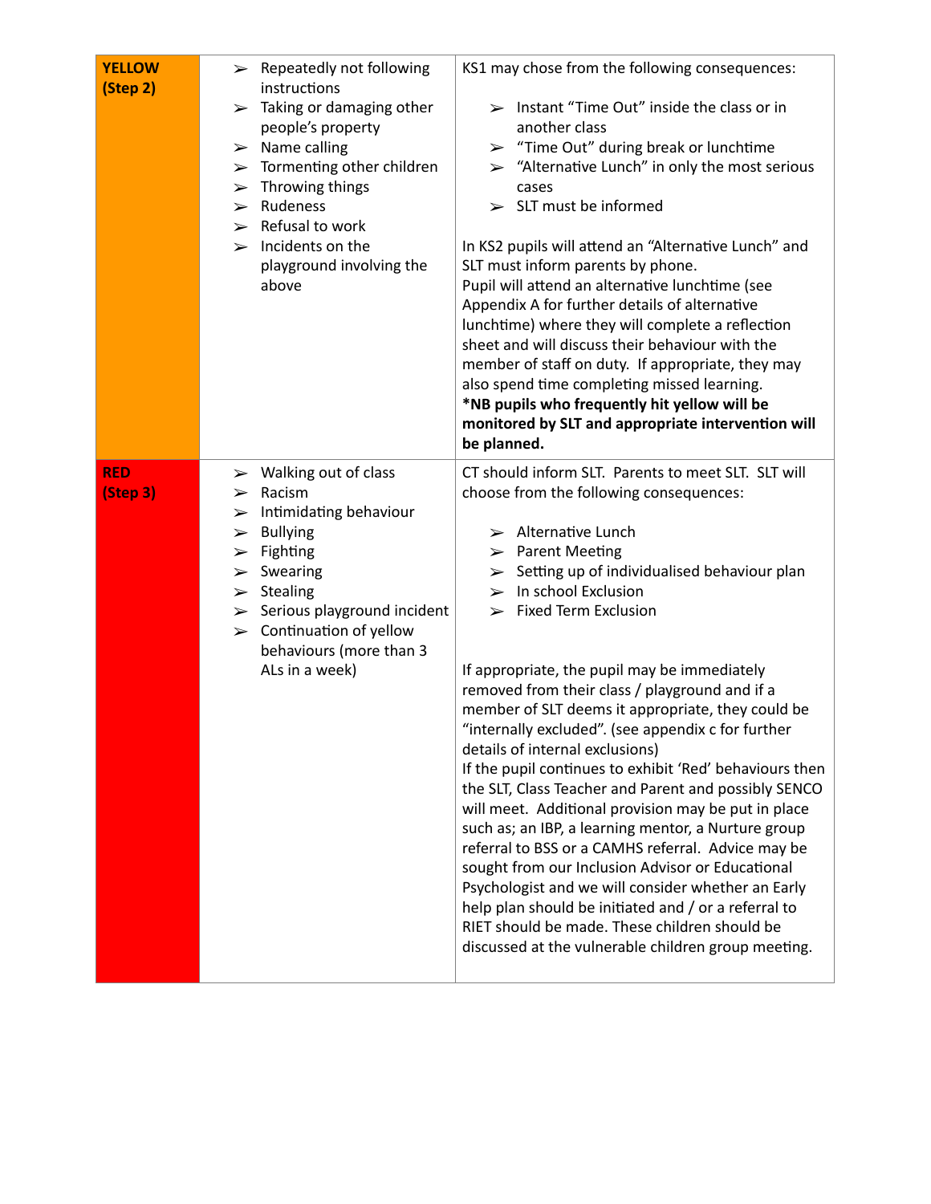| | | |
|---|---|---|
| **YELLOW (Step 2)** | ➢ Repeatedly not following instructions<br>➢ Taking or damaging other people's property<br>➢ Name calling<br>➢ Tormenting other children<br>➢ Throwing things<br>➢ Rudeness<br>➢ Refusal to work<br>➢ Incidents on the playground involving the above | KS1 may chose from the following consequences:<br><br>➢ Instant "Time Out" inside the class or in another class<br>➢ "Time Out" during break or lunchtime<br>➢ "Alternative Lunch" in only the most serious cases<br>➢ SLT must be informed<br><br>In KS2 pupils will attend an "Alternative Lunch" and SLT must inform parents by phone.<br>Pupil will attend an alternative lunchtime (see Appendix A for further details of alternative lunchtime) where they will complete a reflection sheet and will discuss their behaviour with the member of staff on duty. If appropriate, they may also spend time completing missed learning.<br>**\*NB pupils who frequently hit yellow will be monitored by SLT and appropriate intervention will be planned.** |
| **RED (Step 3)** | ➢ Walking out of class<br>➢ Racism<br>➢ Intimidating behaviour<br>➢ Bullying<br>➢ Fighting<br>➢ Swearing<br>➢ Stealing<br>➢ Serious playground incident<br>➢ Continuation of yellow behaviours (more than 3 ALs in a week) | CT should inform SLT. Parents to meet SLT. SLT will choose from the following consequences:<br><br>➢ Alternative Lunch<br>➢ Parent Meeting<br>➢ Setting up of individualised behaviour plan<br>➢ In school Exclusion<br>➢ Fixed Term Exclusion<br><br>If appropriate, the pupil may be immediately removed from their class / playground and if a member of SLT deems it appropriate, they could be "internally excluded". (see appendix c for further details of internal exclusions)<br>If the pupil continues to exhibit 'Red' behaviours then the SLT, Class Teacher and Parent and possibly SENCO will meet. Additional provision may be put in place such as; an IBP, a learning mentor, a Nurture group referral to BSS or a CAMHS referral. Advice may be sought from our Inclusion Advisor or Educational Psychologist and we will consider whether an Early help plan should be initiated and / or a referral to RIET should be made. These children should be discussed at the vulnerable children group meeting. |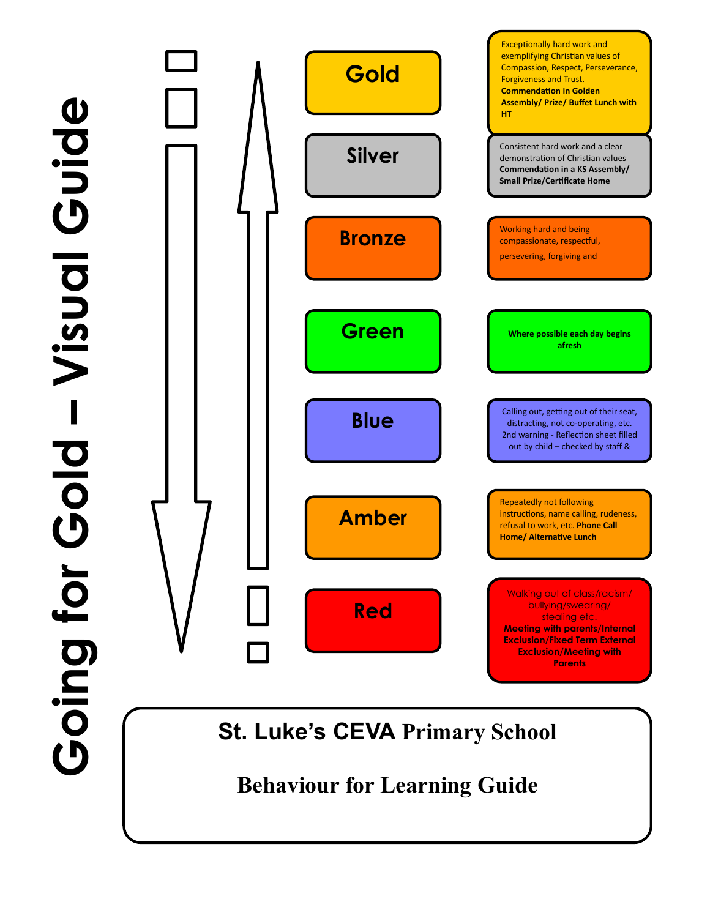# Going for Gold – Visual Guide

| Level | Description |
|---|---|
| **Gold** | Exceptionally hard work and exemplifying Christian values of Compassion, Respect, Perseverance, Forgiveness and Trust. **Commendation in Golden Assembly/ Prize/ Buffet Lunch with HT** |
| **Silver** | Consistent hard work and a clear demonstration of Christian values **Commendation in a KS Assembly/ Small Prize/Certificate Home** |
| **Bronze** | Working hard and being compassionate, respectful, persevering, forgiving and |
| **Green** | **Where possible each day begins afresh** |
| **Blue** | Calling out, getting out of their seat, distracting, not co-operating, etc. 2nd warning - Reflection sheet filled out by child – checked by staff & |
| **Amber** | Repeatedly not following instructions, name calling, rudeness, refusal to work, etc. **Phone Call Home/ Alternative Lunch** |
| **Red** | Walking out of class/racism/ bullying/swearing/ stealing etc. **Meeting with parents/Internal Exclusion/Fixed Term External Exclusion/Meeting with Parents** |

**St. Luke's CEVA Primary School**

**Behaviour for Learning Guide**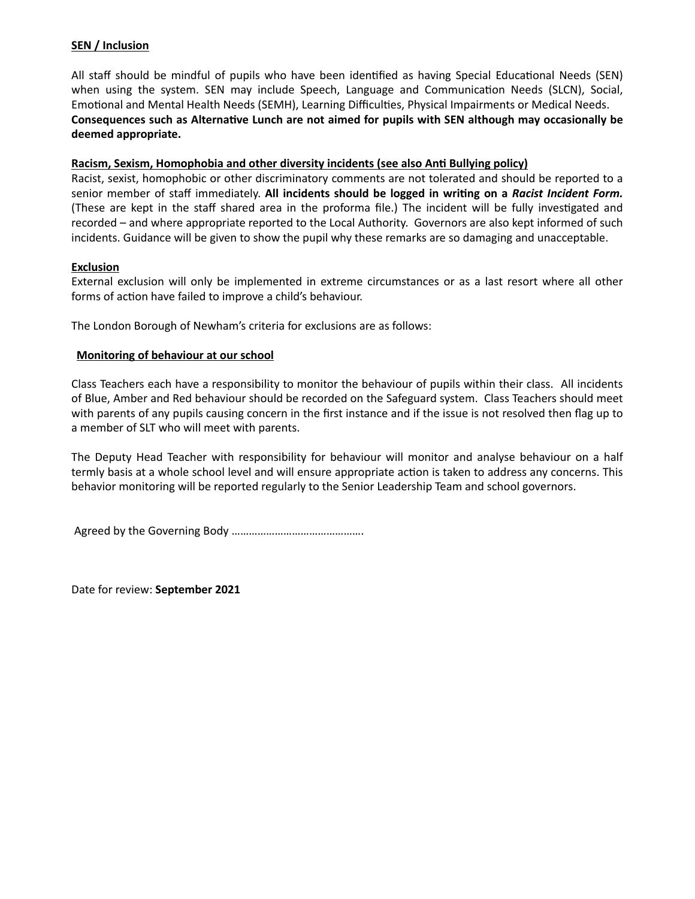**<u>SEN / Inclusion</u>**

All staff should be mindful of pupils who have been identified as having Special Educational Needs (SEN) when using the system. SEN may include Speech, Language and Communication Needs (SLCN), Social, Emotional and Mental Health Needs (SEMH), Learning Difficulties, Physical Impairments or Medical Needs. **Consequences such as Alternative Lunch are not aimed for pupils with SEN although may occasionally be deemed appropriate.**

**<u>Racism, Sexism, Homophobia and other diversity incidents (see also Anti Bullying policy)</u>**

Racist, sexist, homophobic or other discriminatory comments are not tolerated and should be reported to a senior member of staff immediately. **All incidents should be logged in writing on a *Racist Incident Form.*** (These are kept in the staff shared area in the proforma file.) The incident will be fully investigated and recorded – and where appropriate reported to the Local Authority. Governors are also kept informed of such incidents. Guidance will be given to show the pupil why these remarks are so damaging and unacceptable.

**<u>Exclusion</u>**

External exclusion will only be implemented in extreme circumstances or as a last resort where all other forms of action have failed to improve a child's behaviour.

The London Borough of Newham's criteria for exclusions are as follows:

**<u>Monitoring of behaviour at our school</u>**

Class Teachers each have a responsibility to monitor the behaviour of pupils within their class. All incidents of Blue, Amber and Red behaviour should be recorded on the Safeguard system. Class Teachers should meet with parents of any pupils causing concern in the first instance and if the issue is not resolved then flag up to a member of SLT who will meet with parents.

The Deputy Head Teacher with responsibility for behaviour will monitor and analyse behaviour on a half termly basis at a whole school level and will ensure appropriate action is taken to address any concerns. This behavior monitoring will be reported regularly to the Senior Leadership Team and school governors.

Agreed by the Governing Body ……………………………………….

Date for review: **September 2021**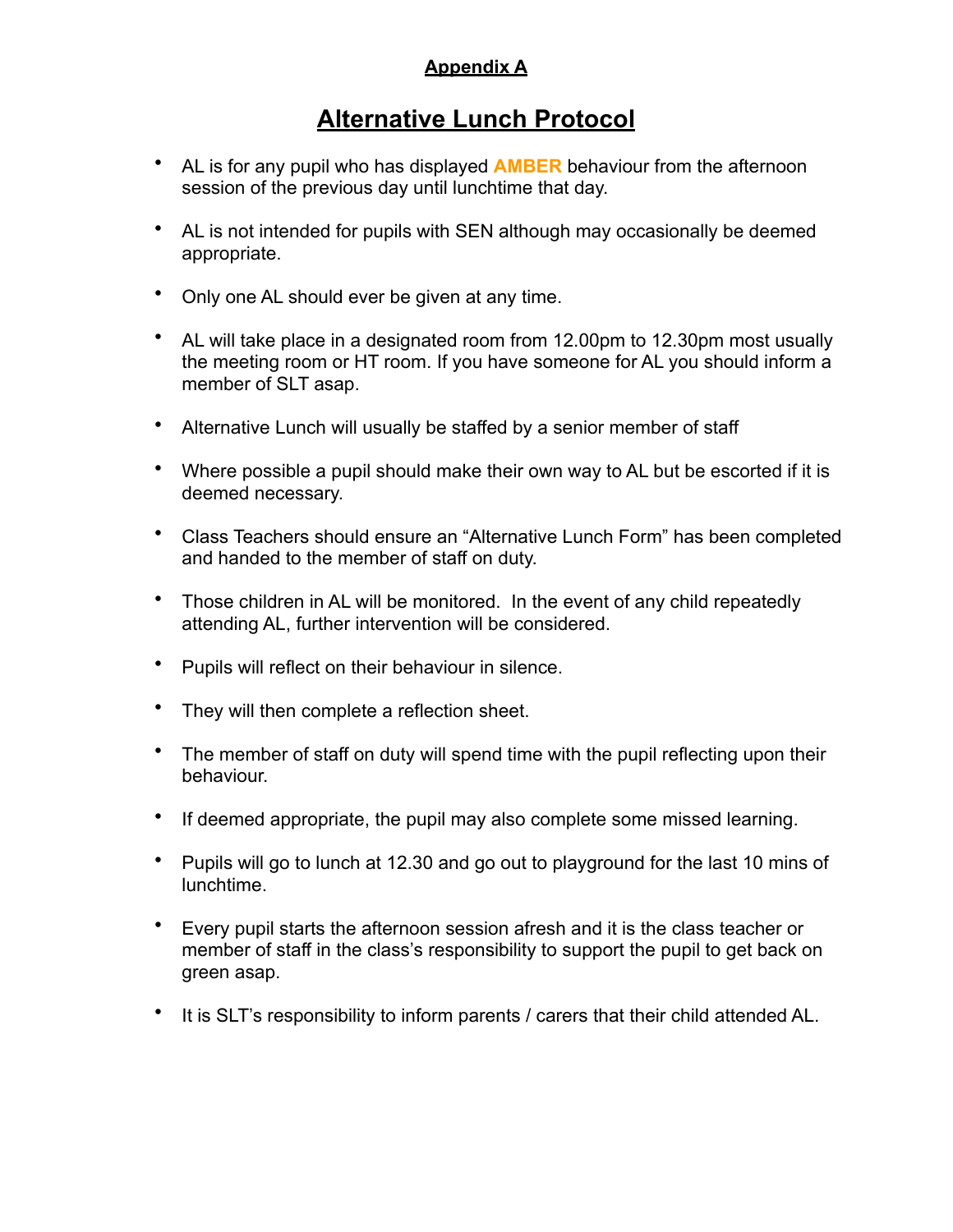**Appendix A**

# Alternative Lunch Protocol

- AL is for any pupil who has displayed **AMBER** behaviour from the afternoon session of the previous day until lunchtime that day.
- AL is not intended for pupils with SEN although may occasionally be deemed appropriate.
- Only one AL should ever be given at any time.
- AL will take place in a designated room from 12.00pm to 12.30pm most usually the meeting room or HT room. If you have someone for AL you should inform a member of SLT asap.
- Alternative Lunch will usually be staffed by a senior member of staff
- Where possible a pupil should make their own way to AL but be escorted if it is deemed necessary.
- Class Teachers should ensure an "Alternative Lunch Form" has been completed and handed to the member of staff on duty.
- Those children in AL will be monitored. In the event of any child repeatedly attending AL, further intervention will be considered.
- Pupils will reflect on their behaviour in silence.
- They will then complete a reflection sheet.
- The member of staff on duty will spend time with the pupil reflecting upon their behaviour.
- If deemed appropriate, the pupil may also complete some missed learning.
- Pupils will go to lunch at 12.30 and go out to playground for the last 10 mins of lunchtime.
- Every pupil starts the afternoon session afresh and it is the class teacher or member of staff in the class's responsibility to support the pupil to get back on green asap.
- It is SLT's responsibility to inform parents / carers that their child attended AL.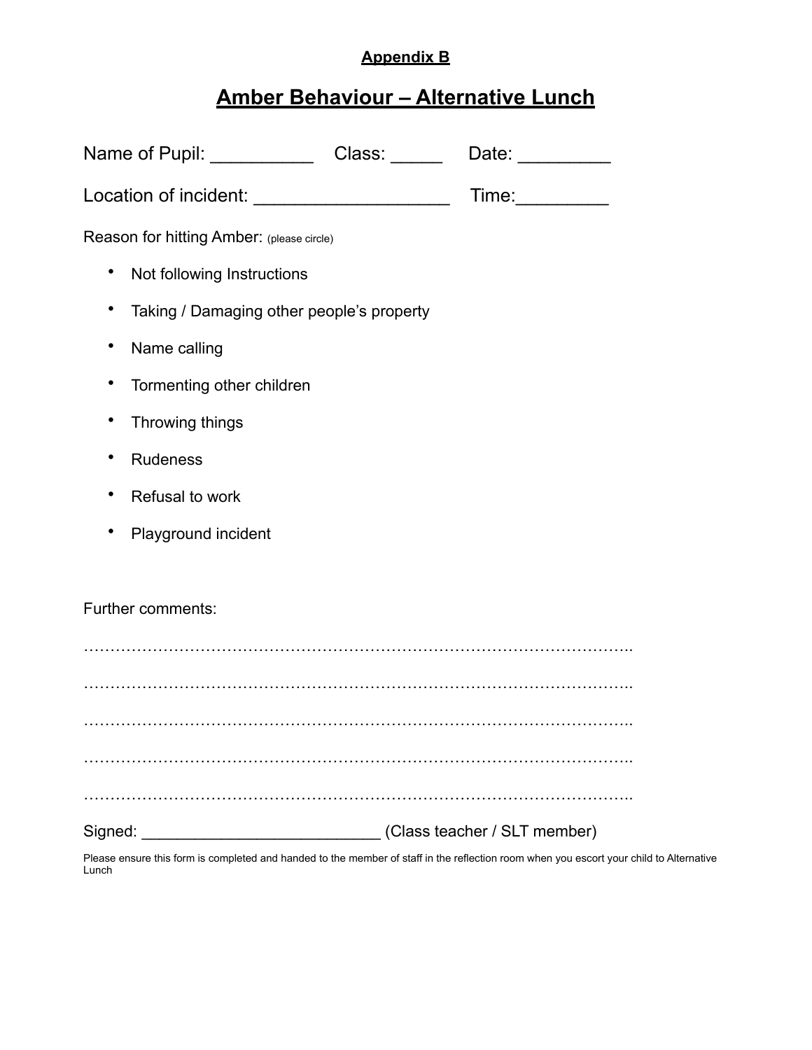**Appendix B**

# Amber Behaviour – Alternative Lunch

Name of Pupil: __________ Class: _____ Date: _________

Location of incident: ___________________ Time:_________

Reason for hitting Amber: (please circle)

- Not following Instructions
- Taking / Damaging other people's property
- Name calling
- Tormenting other children
- Throwing things
- Rudeness
- Refusal to work
- Playground incident

Further comments:

…………………………………………………………………………………………..

…………………………………………………………………………………………..

…………………………………………………………………………………………..

…………………………………………………………………………………………..

…………………………………………………………………………………………..

Signed: __________________________ (Class teacher / SLT member)

Please ensure this form is completed and handed to the member of staff in the reflection room when you escort your child to Alternative Lunch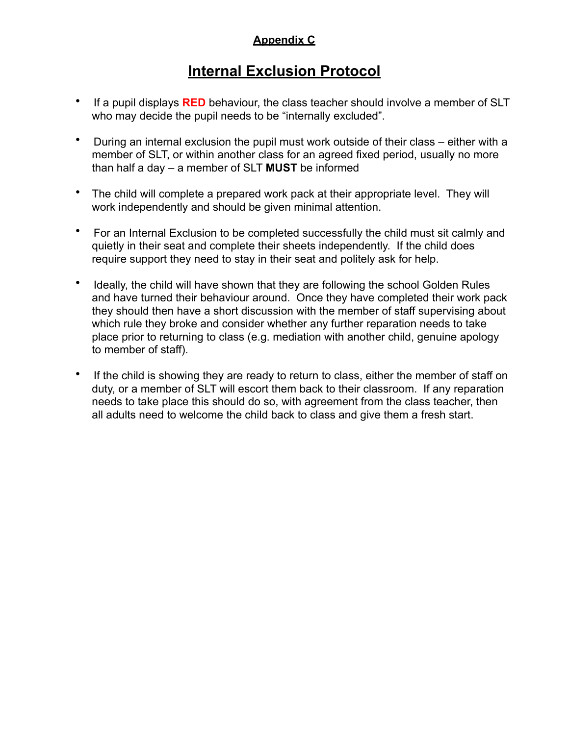## Appendix C

# Internal Exclusion Protocol

- If a pupil displays **RED** behaviour, the class teacher should involve a member of SLT who may decide the pupil needs to be "internally excluded".
- During an internal exclusion the pupil must work outside of their class – either with a member of SLT, or within another class for an agreed fixed period, usually no more than half a day – a member of SLT **MUST** be informed
- The child will complete a prepared work pack at their appropriate level. They will work independently and should be given minimal attention.
- For an Internal Exclusion to be completed successfully the child must sit calmly and quietly in their seat and complete their sheets independently. If the child does require support they need to stay in their seat and politely ask for help.
- Ideally, the child will have shown that they are following the school Golden Rules and have turned their behaviour around. Once they have completed their work pack they should then have a short discussion with the member of staff supervising about which rule they broke and consider whether any further reparation needs to take place prior to returning to class (e.g. mediation with another child, genuine apology to member of staff).
- If the child is showing they are ready to return to class, either the member of staff on duty, or a member of SLT will escort them back to their classroom. If any reparation needs to take place this should do so, with agreement from the class teacher, then all adults need to welcome the child back to class and give them a fresh start.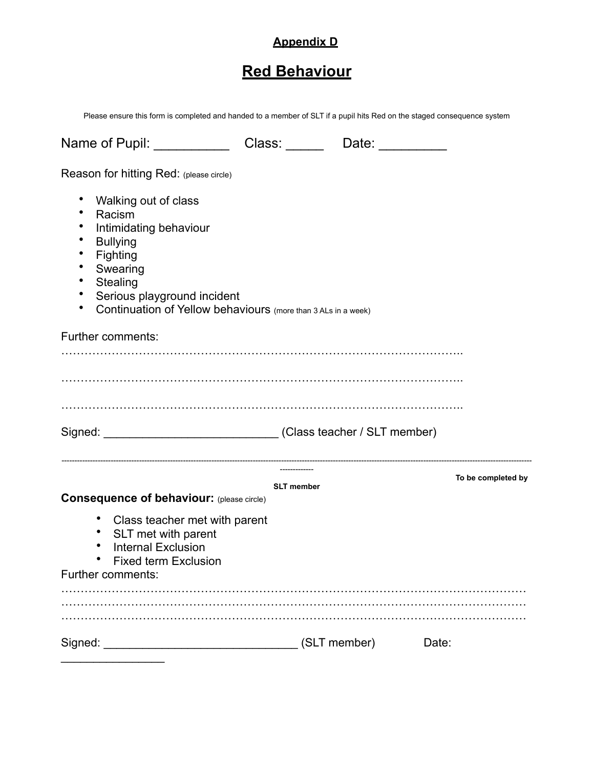**Appendix D**

## Red Behaviour

Please ensure this form is completed and handed to a member of SLT if a pupil hits Red on the staged consequence system

Name of Pupil: __________ Class: _____ Date: _________

Reason for hitting Red: (please circle)

- Walking out of class
- Racism
- Intimidating behaviour
- Bullying
- Fighting
- Swearing
- Stealing
- Serious playground incident
- Continuation of Yellow behaviours (more than 3 ALs in a week)

Further comments:

…………………………………………………………………………………………..

…………………………………………………………………………………………..

…………………………………………………………………………………………..

Signed: ___________________________ (Class teacher / SLT member)

---

**To be completed by SLT member**

**Consequence of behaviour:** (please circle)

- Class teacher met with parent
- SLT met with parent
- Internal Exclusion
- Fixed term Exclusion

Further comments:

…………………………………………………………………………………………………………

…………………………………………………………………………………………………………

…………………………………………………………………………………………………………

Signed: ______________________________ (SLT member) Date: ________________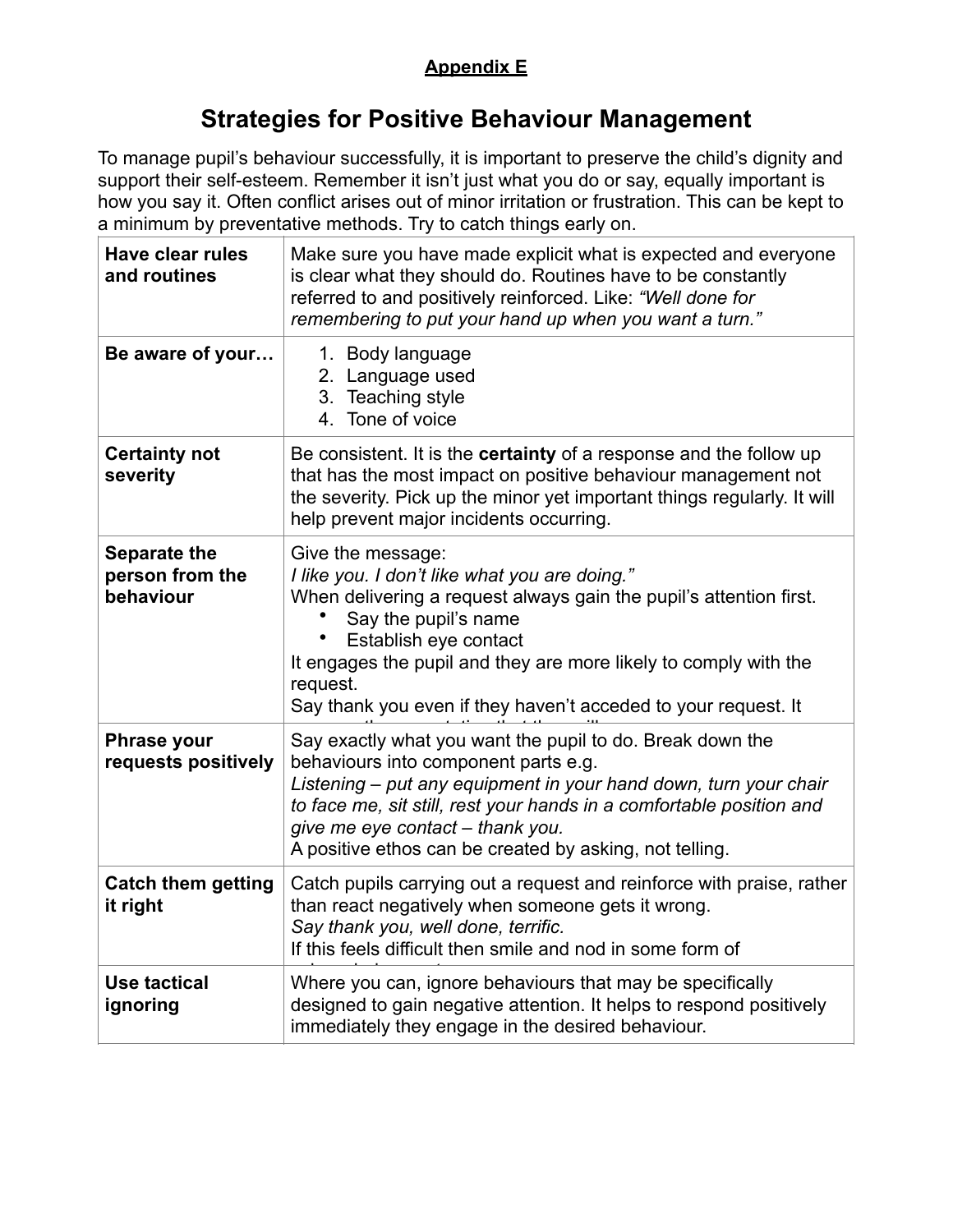**Appendix E**

# Strategies for Positive Behaviour Management

To manage pupil's behaviour successfully, it is important to preserve the child's dignity and support their self-esteem. Remember it isn't just what you do or say, equally important is how you say it. Often conflict arises out of minor irritation or frustration. This can be kept to a minimum by preventative methods. Try to catch things early on.

| | |
|---|---|
| **Have clear rules and routines** | Make sure you have made explicit what is expected and everyone is clear what they should do. Routines have to be constantly referred to and positively reinforced. Like: *"Well done for remembering to put your hand up when you want a turn."* |
| **Be aware of your…** | 1. Body language<br>2. Language used<br>3. Teaching style<br>4. Tone of voice |
| **Certainty not severity** | Be consistent. It is the **certainty** of a response and the follow up that has the most impact on positive behaviour management not the severity. Pick up the minor yet important things regularly. It will help prevent major incidents occurring. |
| **Separate the person from the behaviour** | Give the message:<br>*I like you. I don't like what you are doing."*<br>When delivering a request always gain the pupil's attention first.<br>• Say the pupil's name<br>• Establish eye contact<br>It engages the pupil and they are more likely to comply with the request.<br>Say thank you even if they haven't acceded to your request. It |
| **Phrase your requests positively** | Say exactly what you want the pupil to do. Break down the behaviours into component parts e.g.<br>*Listening – put any equipment in your hand down, turn your chair to face me, sit still, rest your hands in a comfortable position and give me eye contact – thank you.*<br>A positive ethos can be created by asking, not telling. |
| **Catch them getting it right** | Catch pupils carrying out a request and reinforce with praise, rather than react negatively when someone gets it wrong.<br>*Say thank you, well done, terrific.*<br>If this feels difficult then smile and nod in some form of |
| **Use tactical ignoring** | Where you can, ignore behaviours that may be specifically designed to gain negative attention. It helps to respond positively immediately they engage in the desired behaviour. |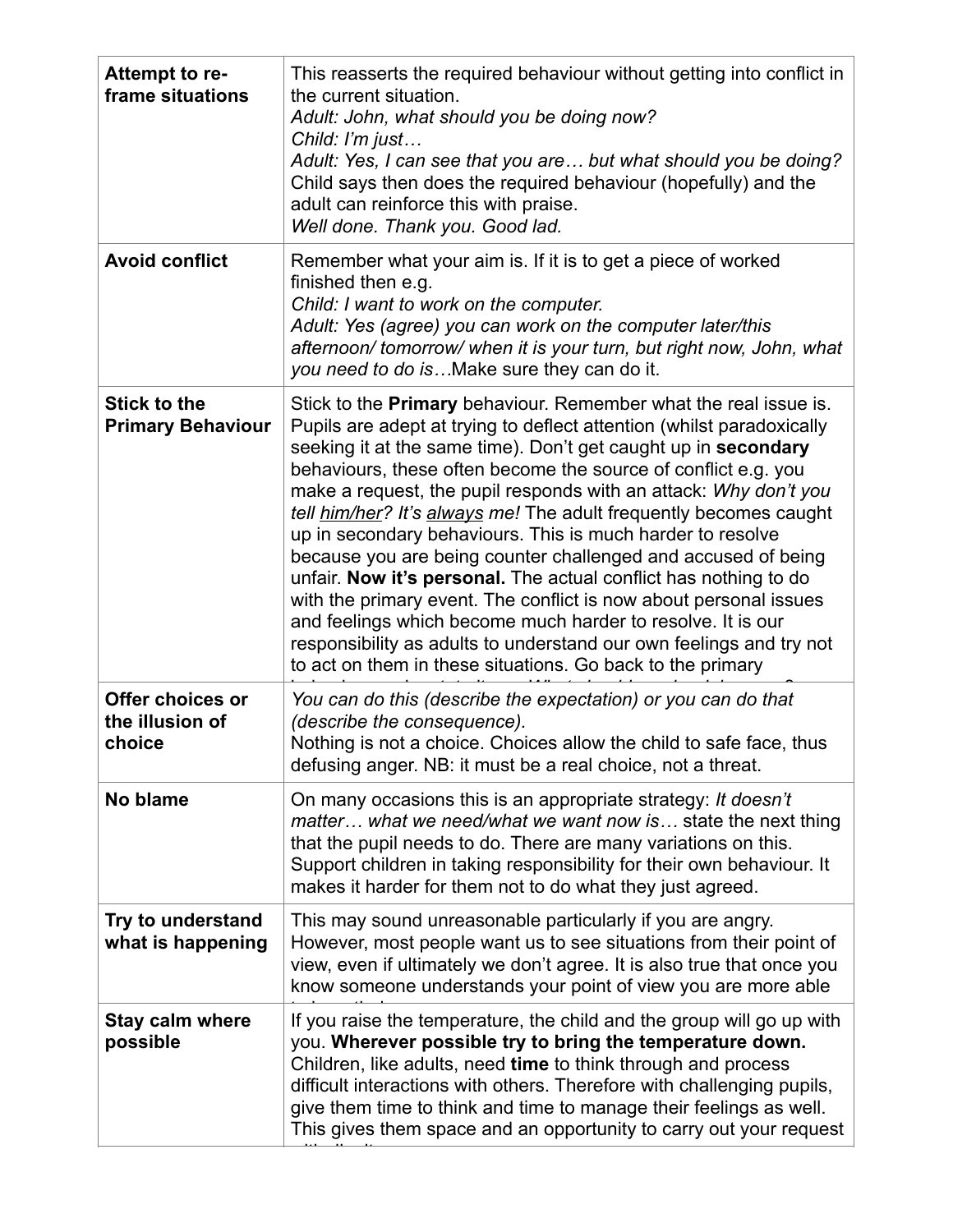| | |
|---|---|
| **Attempt to re-frame situations** | This reasserts the required behaviour without getting into conflict in the current situation.<br>*Adult: John, what should you be doing now?*<br>*Child: I'm just…*<br>*Adult: Yes, I can see that you are… but what should you be doing?*<br>Child says then does the required behaviour (hopefully) and the adult can reinforce this with praise.<br>*Well done. Thank you. Good lad.* |
| **Avoid conflict** | Remember what your aim is. If it is to get a piece of worked finished then e.g.<br>*Child: I want to work on the computer.*<br>*Adult: Yes (agree) you can work on the computer later/this afternoon/ tomorrow/ when it is your turn, but right now, John, what you need to do is…*Make sure they can do it. |
| **Stick to the Primary Behaviour** | Stick to the **Primary** behaviour. Remember what the real issue is. Pupils are adept at trying to deflect attention (whilst paradoxically seeking it at the same time). Don't get caught up in **secondary** behaviours, these often become the source of conflict e.g. you make a request, the pupil responds with an attack: *Why don't you tell <u>him/her</u>? It's <u>always</u> me!* The adult frequently becomes caught up in secondary behaviours. This is much harder to resolve because you are being counter challenged and accused of being unfair. **Now it's personal.** The actual conflict has nothing to do with the primary event. The conflict is now about personal issues and feelings which become much harder to resolve. It is our responsibility as adults to understand our own feelings and try not to act on them in these situations. Go back to the primary |
| **Offer choices or the illusion of choice** | *You can do this (describe the expectation) or you can do that (describe the consequence).*<br>Nothing is not a choice. Choices allow the child to safe face, thus defusing anger. NB: it must be a real choice, not a threat. |
| **No blame** | On many occasions this is an appropriate strategy: *It doesn't matter… what we need/what we want now is…* state the next thing that the pupil needs to do. There are many variations on this. Support children in taking responsibility for their own behaviour. It makes it harder for them not to do what they just agreed. |
| **Try to understand what is happening** | This may sound unreasonable particularly if you are angry. However, most people want us to see situations from their point of view, even if ultimately we don't agree. It is also true that once you know someone understands your point of view you are more able |
| **Stay calm where possible** | If you raise the temperature, the child and the group will go up with you. **Wherever possible try to bring the temperature down.** Children, like adults, need **time** to think through and process difficult interactions with others. Therefore with challenging pupils, give them time to think and time to manage their feelings as well. This gives them space and an opportunity to carry out your request |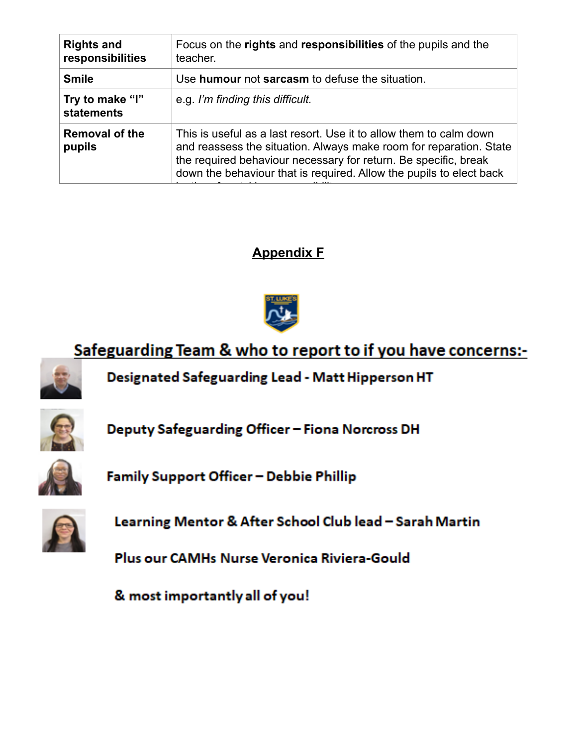| | |
|---|---|
| **Rights and responsibilities** | Focus on the **rights** and **responsibilities** of the pupils and the teacher. |
| **Smile** | Use **humour** not **sarcasm** to defuse the situation. |
| **Try to make "I" statements** | e.g. *I'm finding this difficult.* |
| **Removal of the pupils** | This is useful as a last resort. Use it to allow them to calm down and reassess the situation. Always make room for reparation. State the required behaviour necessary for return. Be specific, break down the behaviour that is required. Allow the pupils to elect back |

## Appendix F

**Safeguarding Team & who to report to if you have concerns:-**

**Designated Safeguarding Lead - Matt Hipperson HT**

**Deputy Safeguarding Officer – Fiona Norcross DH**

**Family Support Officer – Debbie Phillip**

**Learning Mentor & After School Club lead – Sarah Martin**

**Plus our CAMHs Nurse Veronica Riviera-Gould**

**& most importantly all of you!**